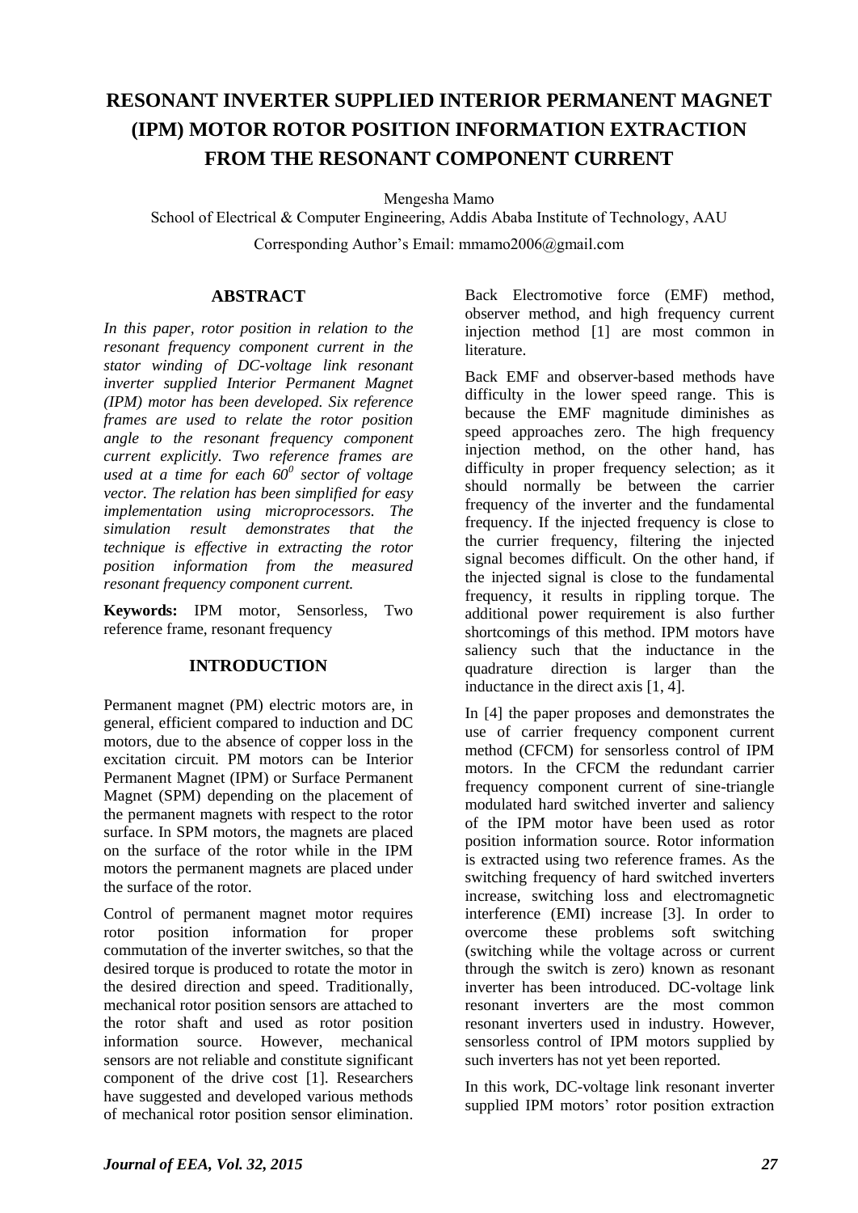# RESONANT INVERTER SUPPLIED INTERIOR PERMANENT MAGNET (IPM) MOTOR ROTOR POSITION INFORMATION EXTRACTION FROM THE RESONANT COMPONENT CURRENT

Mengesha Mamo

School of Electrical & Computer Engineering, Addis Ababa Institute of Technology, AAU

Corresponding Author's Email: mmamo2006@gmail.com

## ABSTRACT

*In this paper, rotor position in relation to the resonant frequency component current in the stator winding of DC-voltage link resonant inverter supplied Interior Permanent Magnet (IPM) motor has been developed. Six reference frames are used to relate the rotor position angle to the resonant frequency component current explicitly. Two reference frames are used at a time for each $60^0$ sector of voltage vector. The relation has been simplified for easy implementation using microprocessors. The simulation result demonstrates that the technique is effective in extracting the rotor position information from the measured resonant frequency component current.*

**Keywords:** IPM motor, Sensorless, Two reference frame, resonant frequency

## INTRODUCTION

Permanent magnet (PM) electric motors are, in general, efficient compared to induction and DC motors, due to the absence of copper loss in the excitation circuit. PM motors can be Interior Permanent Magnet (IPM) or Surface Permanent Magnet (SPM) depending on the placement of the permanent magnets with respect to the rotor surface. In SPM motors, the magnets are placed on the surface of the rotor while in the IPM motors the permanent magnets are placed under the surface of the rotor.

Control of permanent magnet motor requires rotor position information for proper commutation of the inverter switches, so that the desired torque is produced to rotate the motor in the desired direction and speed. Traditionally, mechanical rotor position sensors are attached to the rotor shaft and used as rotor position information source. However, mechanical sensors are not reliable and constitute significant component of the drive cost [1]. Researchers have suggested and developed various methods of mechanical rotor position sensor elimination. Back Electromotive force (EMF) method, observer method, and high frequency current injection method [1] are most common in literature.

Back EMF and observer-based methods have difficulty in the lower speed range. This is because the EMF magnitude diminishes as speed approaches zero. The high frequency injection method, on the other hand, has difficulty in proper frequency selection; as it should normally be between the carrier frequency of the inverter and the fundamental frequency. If the injected frequency is close to the currier frequency, filtering the injected signal becomes difficult. On the other hand, if the injected signal is close to the fundamental frequency, it results in rippling torque. The additional power requirement is also further shortcomings of this method. IPM motors have saliency such that the inductance in the quadrature direction is larger than the inductance in the direct axis [1, 4].

In [4] the paper proposes and demonstrates the use of carrier frequency component current method (CFCM) for sensorless control of IPM motors. In the CFCM the redundant carrier frequency component current of sine-triangle modulated hard switched inverter and saliency of the IPM motor have been used as rotor position information source. Rotor information is extracted using two reference frames. As the switching frequency of hard switched inverters increase, switching loss and electromagnetic interference (EMI) increase [3]. In order to overcome these problems soft switching (switching while the voltage across or current through the switch is zero) known as resonant inverter has been introduced. DC-voltage link resonant inverters are the most common resonant inverters used in industry. However, sensorless control of IPM motors supplied by such inverters has not yet been reported.

In this work, DC-voltage link resonant inverter supplied IPM motors' rotor position extraction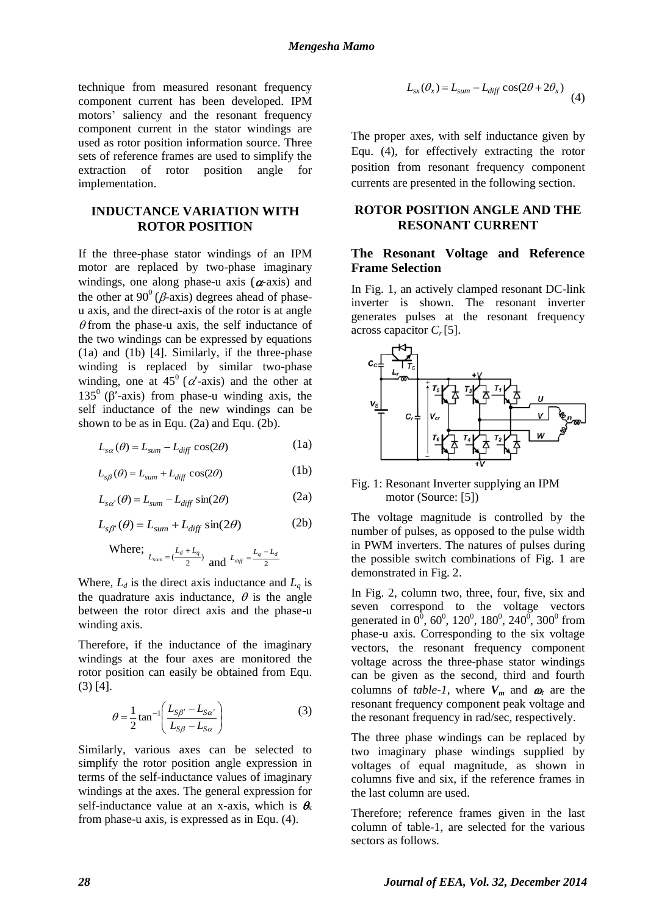technique from measured resonant frequency component current has been developed. IPM motors' saliency and the resonant frequency component current in the stator windings are used as rotor position information source. Three sets of reference frames are used to simplify the extraction of rotor position angle for implementation.

## INDUCTANCE VARIATION WITH ROTOR POSITION

If the three-phase stator windings of an IPM motor are replaced by two-phase imaginary windings, one along phase-u axis ($\alpha$-axis) and the other at $90^0$ ($\beta$-axis) degrees ahead of phase-u axis, and the direct-axis of the rotor is at angle $\theta$ from the phase-u axis, the self inductance of the two windings can be expressed by equations (1a) and (1b) [4]. Similarly, if the three-phase winding is replaced by similar two-phase winding, one at $45^0$ ($\alpha'$-axis) and the other at $135^0$ ($\beta'$-axis) from phase-u winding axis, the self inductance of the new windings can be shown to be as in Equ. (2a) and Equ. (2b).

$$L_{s\alpha}(\theta) = L_{sum} - L_{diff}\cos(2\theta) \tag{1a}$$

$$L_{s\beta}(\theta) = L_{sum} + L_{diff}\cos(2\theta) \tag{1b}$$

$$L_{s\alpha'}(\theta) = L_{sum} - L_{diff}\sin(2\theta) \tag{2a}$$

$$L_{s\beta'}(\theta) = L_{sum} + L_{diff}\sin(2\theta) \tag{2b}$$

Where; $L_{sum} = (\frac{L_d + L_q}{2})$ and $L_{diff} = \frac{L_q - L_d}{2}$

Where, $L_d$ is the direct axis inductance and $L_q$ is the quadrature axis inductance, $\theta$ is the angle between the rotor direct axis and the phase-u winding axis.

Therefore, if the inductance of the imaginary windings at the four axes are monitored the rotor position can easily be obtained from Equ. (3) [4].

$$\theta = \frac{1}{2}\tan^{-1}\left(\frac{L_{S\beta'} - L_{S\alpha'}}{L_{S\beta} - L_{S\alpha}}\right) \tag{3}$$

Similarly, various axes can be selected to simplify the rotor position angle expression in terms of the self-inductance values of imaginary windings at the axes. The general expression for self-inductance value at an x-axis, which is $\theta_x$ from phase-u axis, is expressed as in Equ. (4).

$$L_{sx}(\theta_x) = L_{sum} - L_{diff}\cos(2\theta + 2\theta_x) \tag{4}$$

The proper axes, with self inductance given by Equ. (4), for effectively extracting the rotor position from resonant frequency component currents are presented in the following section.

## ROTOR POSITION ANGLE AND THE RESONANT CURRENT

### The Resonant Voltage and Reference Frame Selection

In Fig. 1, an actively clamped resonant DC-link inverter is shown. The resonant inverter generates pulses at the resonant frequency across capacitor $C_r$ [5].

Fig. 1: Resonant Inverter supplying an IPM motor (Source: [5])

The voltage magnitude is controlled by the number of pulses, as opposed to the pulse width in PWM inverters. The natures of pulses during the possible switch combinations of Fig. 1 are demonstrated in Fig. 2.

In Fig. 2, column two, three, four, five, six and seven correspond to the voltage vectors generated in $0^0$, $60^0$, $120^0$, $180^0$, $240^0$, $300^0$ from phase-u axis. Corresponding to the six voltage vectors, the resonant frequency component voltage across the three-phase stator windings can be given as the second, third and fourth columns of *table-1*, where $\boldsymbol{V_m}$ and $\omega_r$ are the resonant frequency component peak voltage and the resonant frequency in rad/sec, respectively.

The three phase windings can be replaced by two imaginary phase windings supplied by voltages of equal magnitude, as shown in columns five and six, if the reference frames in the last column are used.

Therefore; reference frames given in the last column of table-1, are selected for the various sectors as follows.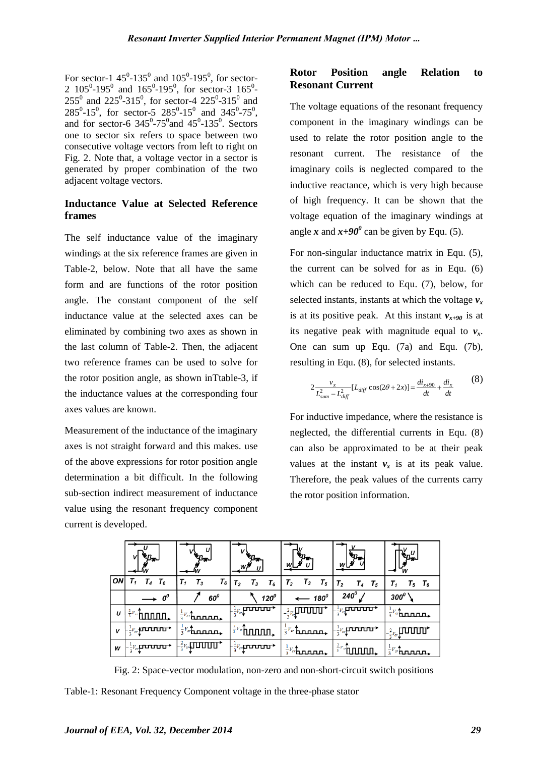For sector-1 $45^0$-$135^0$ and $105^0$-$195^0$, for sector-2 $105^0$-$195^0$ and $165^0$-$195^0$, for sector-3 $165^0$-$255^0$ and $225^0$-$315^0$, for sector-4 $225^0$-$315^0$ and $285^0$-$15^0$, for sector-5 $285^0$-$15^0$ and $345^0$-$75^0$, and for sector-6 $345^0$-$75^0$and $45^0$-$135^0$. Sectors one to sector six refers to space between two consecutive voltage vectors from left to right on Fig. 2. Note that, a voltage vector in a sector is generated by proper combination of the two adjacent voltage vectors.

## Inductance Value at Selected Reference frames

The self inductance value of the imaginary windings at the six reference frames are given in Table-2, below. Note that all have the same form and are functions of the rotor position angle. The constant component of the self inductance value at the selected axes can be eliminated by combining two axes as shown in the last column of Table-2. Then, the adjacent two reference frames can be used to solve for the rotor position angle, as shown inTtable-3, if the inductance values at the corresponding four axes values are known.

Measurement of the inductance of the imaginary axes is not straight forward and this makes. use of the above expressions for rotor position angle determination a bit difficult. In the following sub-section indirect measurement of inductance value using the resonant frequency component current is developed.

## Rotor Position angle Relation to Resonant Current

The voltage equations of the resonant frequency component in the imaginary windings can be used to relate the rotor position angle to the resonant current. The resistance of the imaginary coils is neglected compared to the inductive reactance, which is very high because of high frequency. It can be shown that the voltage equation of the imaginary windings at angle ***x*** and ***x+90^0*** can be given by Equ. (5).

For non-singular inductance matrix in Equ. (5), the current can be solved for as in Equ. (6) which can be reduced to Equ. (7), below, for selected instants, instants at which the voltage $v_x$ is at its positive peak. At this instant $v_{x+90}$ is at its negative peak with magnitude equal to $v_x$. One can sum up Equ. (7a) and Equ. (7b), resulting in Equ. (8), for selected instants.

$$2\frac{v_x}{L_{sum}^2 - L_{diff}^2}[L_{diff}\cos(2\theta + 2x)] = \frac{di_{x+90}}{dt} + \frac{di_x}{dt} \qquad (8)$$

For inductive impedance, where the resistance is neglected, the differential currents in Equ. (8) can also be approximated to be at their peak values at the instant $v_x$ is at its peak value. Therefore, the peak values of the currents carry the rotor position information.

| | | | | | | |
|---|---|---|---|---|---|---|
| **ON** | $T_1$ $T_4$ $T_6$ | $T_1$ $T_3$ $T_6$ | $T_2$ $T_3$ $T_6$ | $T_2$ $T_3$ $T_5$ | $T_2$ $T_4$ $T_5$ | $T_1$ $T_5$ $T_6$ |
| | $0^0$ | $60^0$ | $120^0$ | $180^0$ | $240^0$ | $300^0$ |
| **U** | $\frac{2}{3}V_{cr}$ | $\frac{1}{3}V_{cr}$ | $-\frac{1}{3}V_{cr}$ | $-\frac{2}{3}V_{cr}$ | $-\frac{1}{3}V_{cr}$ | $\frac{1}{3}V_{cr}$ |
| **V** | $-\frac{1}{3}V_{cr}$ | $\frac{1}{3}V_{cr}$ | $\frac{2}{3}V_{cr}$ | $\frac{1}{3}V_{cr}$ | $-\frac{1}{3}V_{cr}$ | $-\frac{2}{3}V_{cr}$ |
| **W** | $-\frac{1}{3}V_{cr}$ | $-\frac{2}{3}V_{cr}$ | $-\frac{1}{3}V_{cr}$ | $\frac{1}{3}V_{cr}$ | $\frac{2}{3}V_{cr}$ | $\frac{1}{3}V_{cr}$ |

Fig. 2: Space-vector modulation, non-zero and non-short-circuit switch positions

Table-1: Resonant Frequency Component voltage in the three-phase stator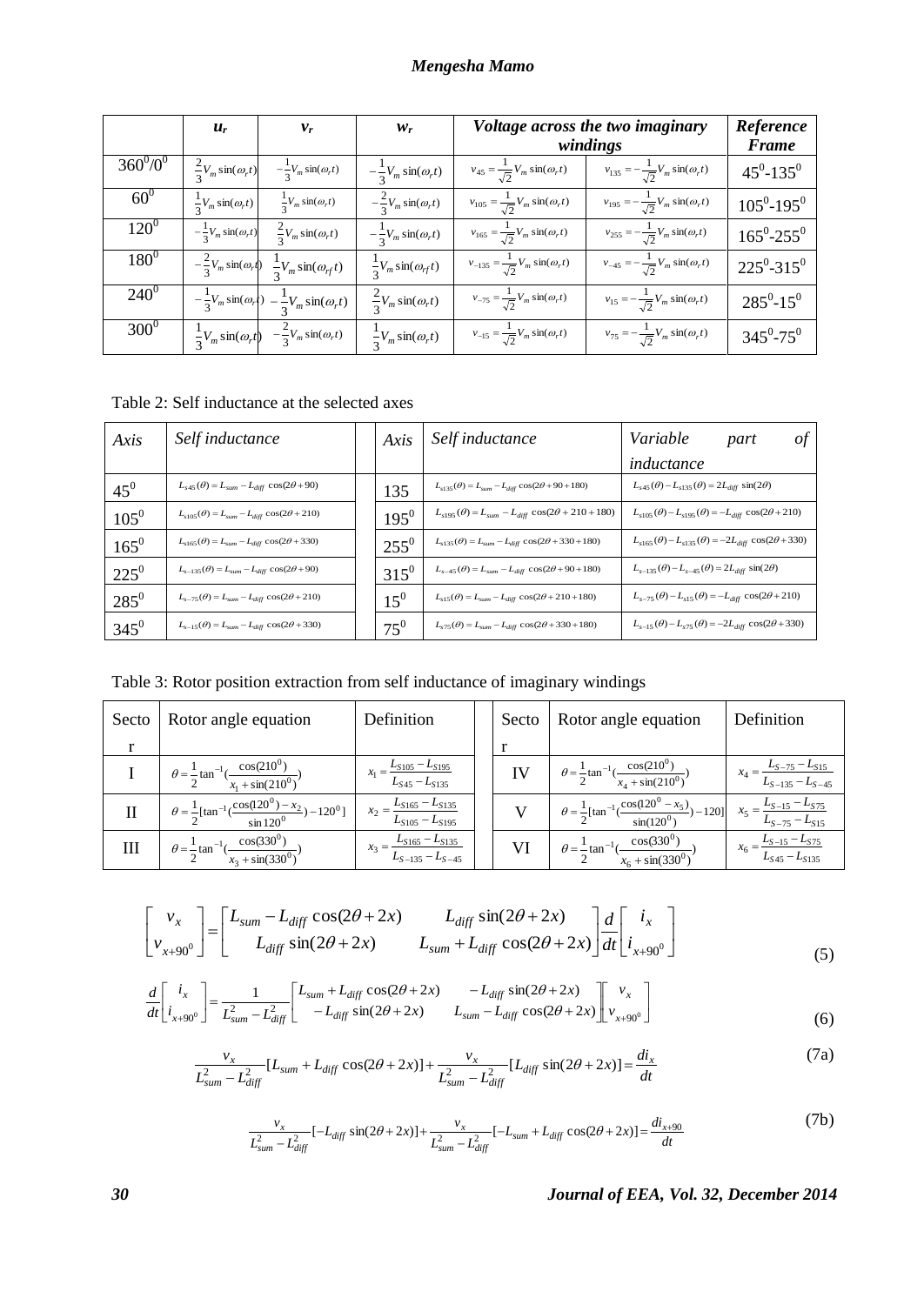|  | $u_r$ | $v_r$ | $w_r$ | *Voltage across the two imaginary windings* | | *Reference Frame* |
|---|---|---|---|---|---|---|
| $360^0/0^0$ | $\frac{2}{3}V_m\sin(\omega_r t)$ | $-\frac{1}{3}V_m\sin(\omega_r t)$ | $-\frac{1}{3}V_m\sin(\omega_r t)$ | $v_{45}=\frac{1}{\sqrt{2}}V_m\sin(\omega_r t)$ | $v_{135}=-\frac{1}{\sqrt{2}}V_m\sin(\omega_r t)$ | $45^0$-$135^0$ |
| $60^0$ | $\frac{1}{3}V_m\sin(\omega_r t)$ | $\frac{1}{3}V_m\sin(\omega_r t)$ | $-\frac{2}{3}V_m\sin(\omega_r t)$ | $v_{105}=\frac{1}{\sqrt{2}}V_m\sin(\omega_r t)$ | $v_{195}=-\frac{1}{\sqrt{2}}V_m\sin(\omega_r t)$ | $105^0$-$195^0$ |
| $120^0$ | $-\frac{1}{3}V_m\sin(\omega_r t)$ | $\frac{2}{3}V_m\sin(\omega_r t)$ | $-\frac{1}{3}V_m\sin(\omega_r t)$ | $v_{165}=\frac{1}{\sqrt{2}}V_m\sin(\omega_r t)$ | $v_{255}=-\frac{1}{\sqrt{2}}V_m\sin(\omega_r t)$ | $165^0$-$255^0$ |
| $180^0$ | $-\frac{2}{3}V_m\sin(\omega_r t)$ | $\frac{1}{3}V_m\sin(\omega_{rf} t)$ | $\frac{1}{3}V_m\sin(\omega_{rf} t)$ | $v_{-135}=\frac{1}{\sqrt{2}}V_m\sin(\omega_r t)$ | $v_{-45}=-\frac{1}{\sqrt{2}}V_m\sin(\omega_r t)$ | $225^0$-$315^0$ |
| $240^0$ | $-\frac{1}{3}V_m\sin(\omega_r t)$ | $-\frac{1}{3}V_m\sin(\omega_r t)$ | $\frac{2}{3}V_m\sin(\omega_r t)$ | $v_{-75}=\frac{1}{\sqrt{2}}V_m\sin(\omega_r t)$ | $v_{15}=-\frac{1}{\sqrt{2}}V_m\sin(\omega_r t)$ | $285^0$-$15^0$ |
| $300^0$ | $\frac{1}{3}V_m\sin(\omega_r t)$ | $-\frac{2}{3}V_m\sin(\omega_r t)$ | $\frac{1}{3}V_m\sin(\omega_r t)$ | $v_{-15}=\frac{1}{\sqrt{2}}V_m\sin(\omega_r t)$ | $v_{75}=-\frac{1}{\sqrt{2}}V_m\sin(\omega_r t)$ | $345^0$-$75^0$ |

Table 2: Self inductance at the selected axes

| *Axis* | *Self inductance* | *Axis* | *Self inductance* | *Variable part of inductance* |
|---|---|---|---|---|
| $45^0$ | $L_{s45}(\theta)=L_{sum}-L_{diff}\cos(2\theta+90)$ | 135 | $L_{s135}(\theta)=L_{sum}-L_{diff}\cos(2\theta+90+180)$ | $L_{s45}(\theta)-L_{s135}(\theta)=2L_{diff}\sin(2\theta)$ |
| $105^0$ | $L_{s105}(\theta)=L_{sum}-L_{diff}\cos(2\theta+210)$ | $195^0$ | $L_{s195}(\theta)=L_{sum}-L_{diff}\cos(2\theta+210+180)$ | $L_{s105}(\theta)-L_{s195}(\theta)=-L_{diff}\cos(2\theta+210)$ |
| $165^0$ | $L_{s165}(\theta)=L_{sum}-L_{diff}\cos(2\theta+330)$ | $255^0$ | $L_{s135}(\theta)=L_{sum}-L_{diff}\cos(2\theta+330+180)$ | $L_{s165}(\theta)-L_{s135}(\theta)=-2L_{diff}\cos(2\theta+330)$ |
| $225^0$ | $L_{s-135}(\theta)=L_{sum}-L_{diff}\cos(2\theta+90)$ | $315^0$ | $L_{s-45}(\theta)=L_{sum}-L_{diff}\cos(2\theta+90+180)$ | $L_{s-135}(\theta)-L_{s-45}(\theta)=2L_{diff}\sin(2\theta)$ |
| $285^0$ | $L_{s-75}(\theta)=L_{sum}-L_{diff}\cos(2\theta+210)$ | $15^0$ | $L_{s15}(\theta)=L_{sum}-L_{diff}\cos(2\theta+210+180)$ | $L_{s-75}(\theta)-L_{s15}(\theta)=-L_{diff}\cos(2\theta+210)$ |
| $345^0$ | $L_{s-15}(\theta)=L_{sum}-L_{diff}\cos(2\theta+330)$ | $75^0$ | $L_{s75}(\theta)=L_{sum}-L_{diff}\cos(2\theta+330+180)$ | $L_{s-15}(\theta)-L_{s75}(\theta)=-2L_{diff}\cos(2\theta+330)$ |

Table 3: Rotor position extraction from self inductance of imaginary windings

| Sector | Rotor angle equation | Definition | Sector | Rotor angle equation | Definition |
|---|---|---|---|---|---|
| I | $\theta=\frac{1}{2}\tan^{-1}(\frac{\cos(210^0)}{x_1+\sin(210^0)})$ | $x_1=\frac{L_{S105}-L_{S195}}{L_{S45}-L_{S135}}$ | IV | $\theta=\frac{1}{2}\tan^{-1}(\frac{\cos(210^0)}{x_4+\sin(210^0)})$ | $x_4=\frac{L_{S-75}-L_{S15}}{L_{S-135}-L_{S-45}}$ |
| II | $\theta=\frac{1}{2}[\tan^{-1}(\frac{\cos(120^0)-x_2}{\sin 120^0})-120^0]$ | $x_2=\frac{L_{S165}-L_{S135}}{L_{S105}-L_{S195}}$ | V | $\theta=\frac{1}{2}[\tan^{-1}(\frac{\cos(120^0-x_5)}{\sin(120^0)})-120]$ | $x_5=\frac{L_{S-15}-L_{S75}}{L_{S-75}-L_{S15}}$ |
| III | $\theta=\frac{1}{2}\tan^{-1}(\frac{\cos(330^0)}{x_3+\sin(330^0)})$ | $x_3=\frac{L_{S165}-L_{S135}}{L_{S-135}-L_{S-45}}$ | VI | $\theta=\frac{1}{2}\tan^{-1}(\frac{\cos(330^0)}{x_6+\sin(330^0)})$ | $x_6=\frac{L_{S-15}-L_{S75}}{L_{S45}-L_{S135}}$ |

$$\begin{bmatrix} v_x \\ v_{x+90^0} \end{bmatrix} = \begin{bmatrix} L_{sum}-L_{diff}\cos(2\theta+2x) & L_{diff}\sin(2\theta+2x) \\ L_{diff}\sin(2\theta+2x) & L_{sum}+L_{diff}\cos(2\theta+2x) \end{bmatrix} \frac{d}{dt}\begin{bmatrix} i_x \\ i_{x+90^0} \end{bmatrix} \tag{5}$$

$$\frac{d}{dt}\begin{bmatrix} i_x \\ i_{x+90^0} \end{bmatrix} = \frac{1}{L_{sum}^2-L_{diff}^2}\begin{bmatrix} L_{sum}+L_{diff}\cos(2\theta+2x) & -L_{diff}\sin(2\theta+2x) \\ -L_{diff}\sin(2\theta+2x) & L_{sum}-L_{diff}\cos(2\theta+2x) \end{bmatrix}\begin{bmatrix} v_x \\ v_{x+90^0} \end{bmatrix} \tag{6}$$

$$\frac{v_x}{L_{sum}^2-L_{diff}^2}[L_{sum}+L_{diff}\cos(2\theta+2x)]+\frac{v_x}{L_{sum}^2-L_{diff}^2}[L_{diff}\sin(2\theta+2x)]=\frac{di_x}{dt} \tag{7a}$$

$$\frac{v_x}{L_{sum}^2-L_{diff}^2}[-L_{diff}\sin(2\theta+2x)]+\frac{v_x}{L_{sum}^2-L_{diff}^2}[-L_{sum}+L_{diff}\cos(2\theta+2x)]=\frac{di_{x+90}}{dt} \tag{7b}$$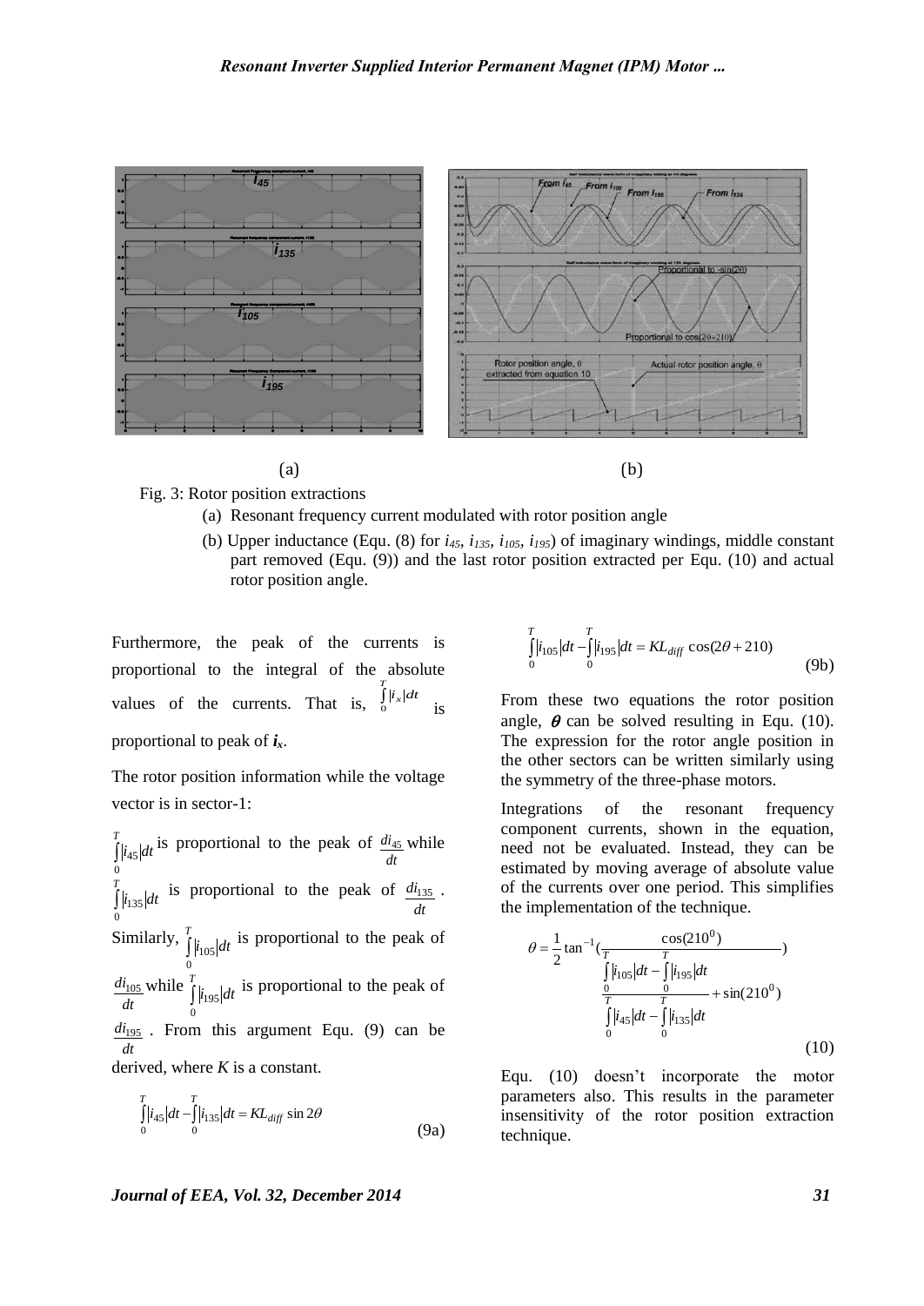(a) (b)

Fig. 3: Rotor position extractions

(a) Resonant frequency current modulated with rotor position angle

(b) Upper inductance (Equ. (8) for $i_{45}$, $i_{135}$, $i_{105}$, $i_{195}$) of imaginary windings, middle constant part removed (Equ. (9)) and the last rotor position extracted per Equ. (10) and actual rotor position angle.

Furthermore, the peak of the currents is proportional to the integral of the absolute values of the currents. That is, $\int_0^T |i_x| dt$ is proportional to peak of $\boldsymbol{i_x}$.

The rotor position information while the voltage vector is in sector-1:

$\int_0^T |i_{45}| dt$ is proportional to the peak of $\frac{di_{45}}{dt}$ while $\int_0^T |i_{135}| dt$ is proportional to the peak of $\frac{di_{135}}{dt}$. Similarly, $\int_0^T |i_{105}| dt$ is proportional to the peak of $\frac{di_{105}}{dt}$ while $\int_0^T |i_{195}| dt$ is proportional to the peak of $\frac{di_{195}}{dt}$. From this argument Equ. (9) can be derived, where $K$ is a constant.

$$\int_0^T |i_{45}| dt - \int_0^T |i_{135}| dt = KL_{diff} \sin 2\theta \tag{9a}$$

$$\int_0^T |i_{105}| dt - \int_0^T |i_{195}| dt = KL_{diff} \cos(2\theta + 210) \tag{9b}$$

From these two equations the rotor position angle, $\theta$ can be solved resulting in Equ. (10). The expression for the rotor angle position in the other sectors can be written similarly using the symmetry of the three-phase motors.

Integrations of the resonant frequency component currents, shown in the equation, need not be evaluated. Instead, they can be estimated by moving average of absolute value of the currents over one period. This simplifies the implementation of the technique.

$$\theta = \frac{1}{2} \tan^{-1}\left( \frac{\cos(210^0)}{\dfrac{\int_0^T |i_{105}| dt - \int_0^T |i_{195}| dt}{\int_0^T |i_{45}| dt - \int_0^T |i_{135}| dt} + \sin(210^0)} \right) \tag{10}$$

Equ. (10) doesn't incorporate the motor parameters also. This results in the parameter insensitivity of the rotor position extraction technique.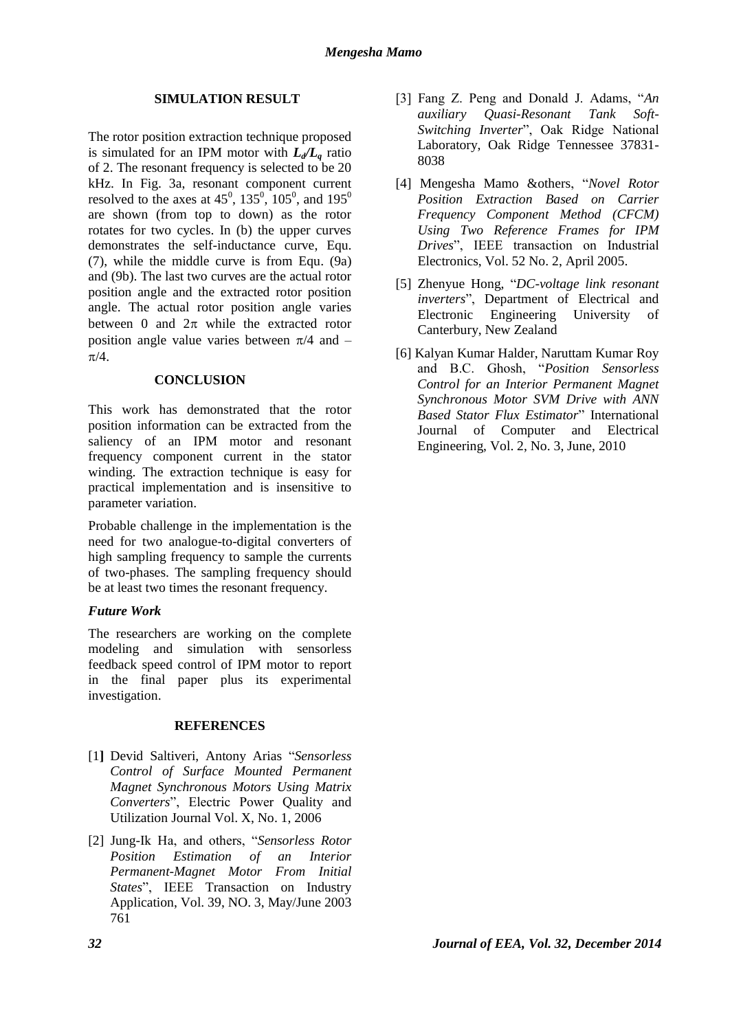## SIMULATION RESULT

The rotor position extraction technique proposed is simulated for an IPM motor with $L_d/L_q$ ratio of 2. The resonant frequency is selected to be 20 kHz. In Fig. 3a, resonant component current resolved to the axes at $45^0$, $135^0$, $105^0$, and $195^0$ are shown (from top to down) as the rotor rotates for two cycles. In (b) the upper curves demonstrates the self-inductance curve, Equ. (7), while the middle curve is from Equ. (9a) and (9b). The last two curves are the actual rotor position angle and the extracted rotor position angle. The actual rotor position angle varies between 0 and $2\pi$ while the extracted rotor position angle value varies between $\pi/4$ and $-\pi/4$.

## CONCLUSION

This work has demonstrated that the rotor position information can be extracted from the saliency of an IPM motor and resonant frequency component current in the stator winding. The extraction technique is easy for practical implementation and is insensitive to parameter variation.

Probable challenge in the implementation is the need for two analogue-to-digital converters of high sampling frequency to sample the currents of two-phases. The sampling frequency should be at least two times the resonant frequency.

### *Future Work*

The researchers are working on the complete modeling and simulation with sensorless feedback speed control of IPM motor to report in the final paper plus its experimental investigation.

## REFERENCES

[1] Devid Saltiveri, Antony Arias "*Sensorless Control of Surface Mounted Permanent Magnet Synchronous Motors Using Matrix Converters*", Electric Power Quality and Utilization Journal Vol. X, No. 1, 2006

[2] Jung-Ik Ha, and others, "*Sensorless Rotor Position Estimation of an Interior Permanent-Magnet Motor From Initial States*", IEEE Transaction on Industry Application, Vol. 39, NO. 3, May/June 2003 761

[3] Fang Z. Peng and Donald J. Adams, "*An auxiliary Quasi-Resonant Tank Soft-Switching Inverter*", Oak Ridge National Laboratory, Oak Ridge Tennessee 37831-8038

[4] Mengesha Mamo &others, "*Novel Rotor Position Extraction Based on Carrier Frequency Component Method (CFCM) Using Two Reference Frames for IPM Drives*", IEEE transaction on Industrial Electronics, Vol. 52 No. 2, April 2005.

[5] Zhenyue Hong, "*DC-voltage link resonant inverters*", Department of Electrical and Electronic Engineering University of Canterbury, New Zealand

[6] Kalyan Kumar Halder, Naruttam Kumar Roy and B.C. Ghosh, "*Position Sensorless Control for an Interior Permanent Magnet Synchronous Motor SVM Drive with ANN Based Stator Flux Estimator*" International Journal of Computer and Electrical Engineering, Vol. 2, No. 3, June, 2010